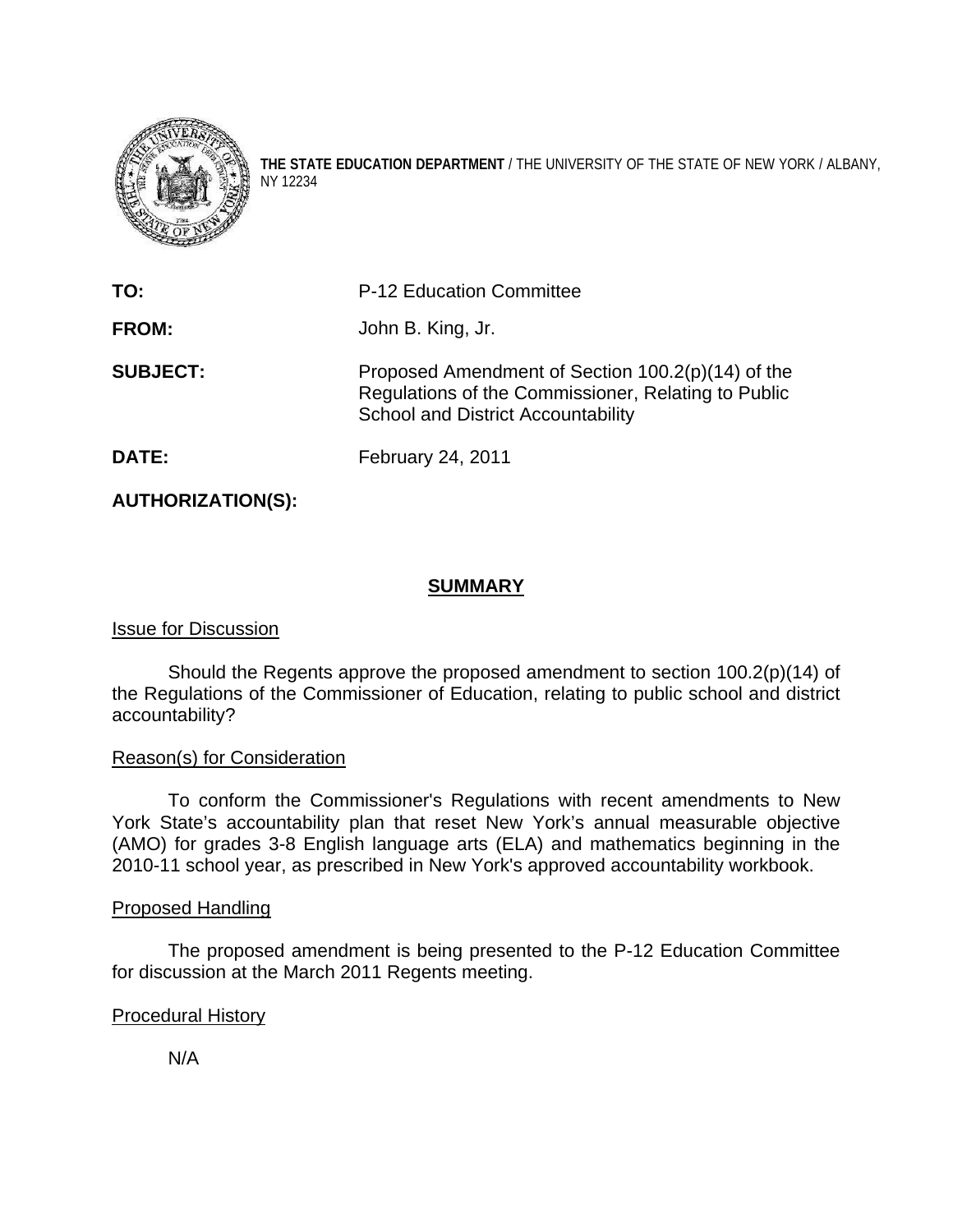**THE STATE EDUCATION DEPARTMENT** / THE UNIVERSITY OF THE STATE OF NEW YORK / ALBANY, NY 12234

**TO:** P-12 Education Committee

**FROM:** John B. King, Jr.

**SUBJECT:** Proposed Amendment of Section 100.2(p)(14) of the Regulations of the Commissioner, Relating to Public School and District Accountability

**DATE:** February 24, 2011

**AUTHORIZATION(S):**

## SUMMARY

Issue for Discussion

Should the Regents approve the proposed amendment to section 100.2(p)(14) of the Regulations of the Commissioner of Education, relating to public school and district accountability?

Reason(s) for Consideration

To conform the Commissioner's Regulations with recent amendments to New York State's accountability plan that reset New York's annual measurable objective (AMO) for grades 3-8 English language arts (ELA) and mathematics beginning in the 2010-11 school year, as prescribed in New York's approved accountability workbook.

Proposed Handling

The proposed amendment is being presented to the P-12 Education Committee for discussion at the March 2011 Regents meeting.

Procedural History

N/A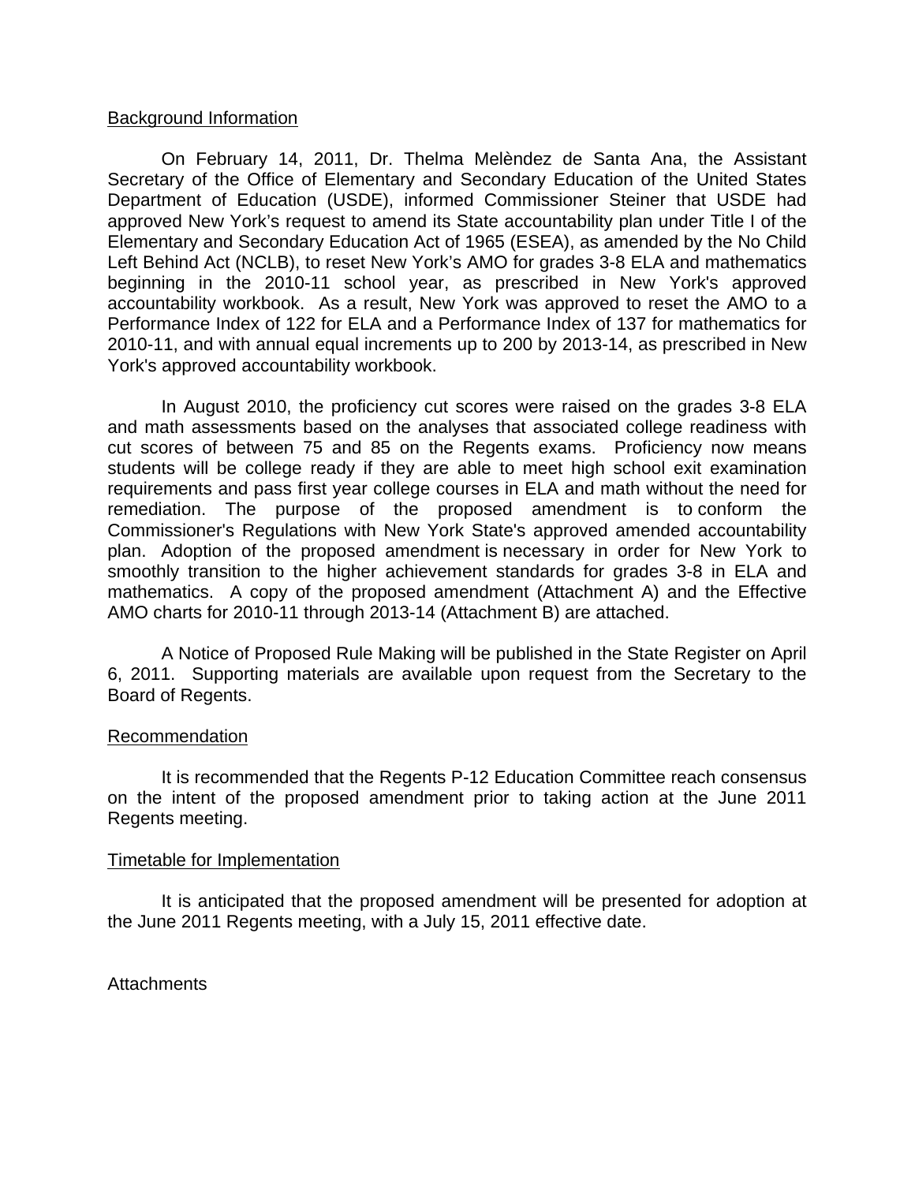Background Information

On February 14, 2011, Dr. Thelma Melèndez de Santa Ana, the Assistant Secretary of the Office of Elementary and Secondary Education of the United States Department of Education (USDE), informed Commissioner Steiner that USDE had approved New York's request to amend its State accountability plan under Title I of the Elementary and Secondary Education Act of 1965 (ESEA), as amended by the No Child Left Behind Act (NCLB), to reset New York's AMO for grades 3-8 ELA and mathematics beginning in the 2010-11 school year, as prescribed in New York's approved accountability workbook. As a result, New York was approved to reset the AMO to a Performance Index of 122 for ELA and a Performance Index of 137 for mathematics for 2010-11, and with annual equal increments up to 200 by 2013-14, as prescribed in New York's approved accountability workbook.

In August 2010, the proficiency cut scores were raised on the grades 3-8 ELA and math assessments based on the analyses that associated college readiness with cut scores of between 75 and 85 on the Regents exams. Proficiency now means students will be college ready if they are able to meet high school exit examination requirements and pass first year college courses in ELA and math without the need for remediation. The purpose of the proposed amendment is to conform the Commissioner's Regulations with New York State's approved amended accountability plan. Adoption of the proposed amendment is necessary in order for New York to smoothly transition to the higher achievement standards for grades 3-8 in ELA and mathematics. A copy of the proposed amendment (Attachment A) and the Effective AMO charts for 2010-11 through 2013-14 (Attachment B) are attached.

A Notice of Proposed Rule Making will be published in the State Register on April 6, 2011. Supporting materials are available upon request from the Secretary to the Board of Regents.

Recommendation

It is recommended that the Regents P-12 Education Committee reach consensus on the intent of the proposed amendment prior to taking action at the June 2011 Regents meeting.

Timetable for Implementation

It is anticipated that the proposed amendment will be presented for adoption at the June 2011 Regents meeting, with a July 15, 2011 effective date.

Attachments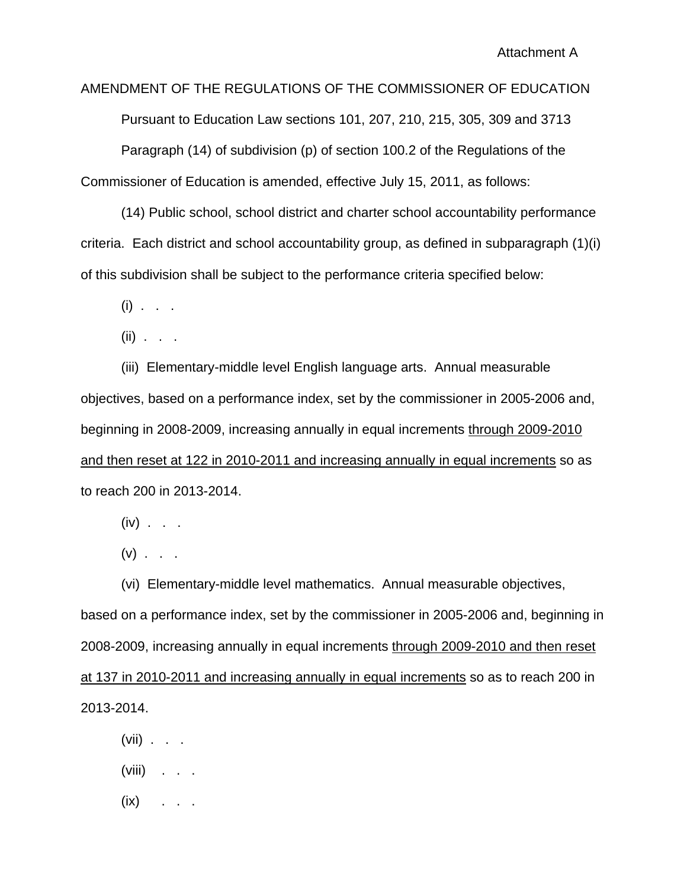Attachment A

AMENDMENT OF THE REGULATIONS OF THE COMMISSIONER OF EDUCATION

Pursuant to Education Law sections 101, 207, 210, 215, 305, 309 and 3713

Paragraph (14) of subdivision (p) of section 100.2 of the Regulations of the Commissioner of Education is amended, effective July 15, 2011, as follows:

(14) Public school, school district and charter school accountability performance criteria. Each district and school accountability group, as defined in subparagraph (1)(i) of this subdivision shall be subject to the performance criteria specified below:

(i) . . .

(ii) . . .

(iii) Elementary-middle level English language arts. Annual measurable objectives, based on a performance index, set by the commissioner in 2005-2006 and, beginning in 2008-2009, increasing annually in equal increments <u>through 2009-2010 and then reset at 122 in 2010-2011 and increasing annually in equal increments</u> so as to reach 200 in 2013-2014.

(iv) . . .

(v) . . .

(vi) Elementary-middle level mathematics. Annual measurable objectives, based on a performance index, set by the commissioner in 2005-2006 and, beginning in 2008-2009, increasing annually in equal increments <u>through 2009-2010 and then reset at 137 in 2010-2011 and increasing annually in equal increments</u> so as to reach 200 in 2013-2014.

(vii) . . .

(viii) . . .

(ix) . . .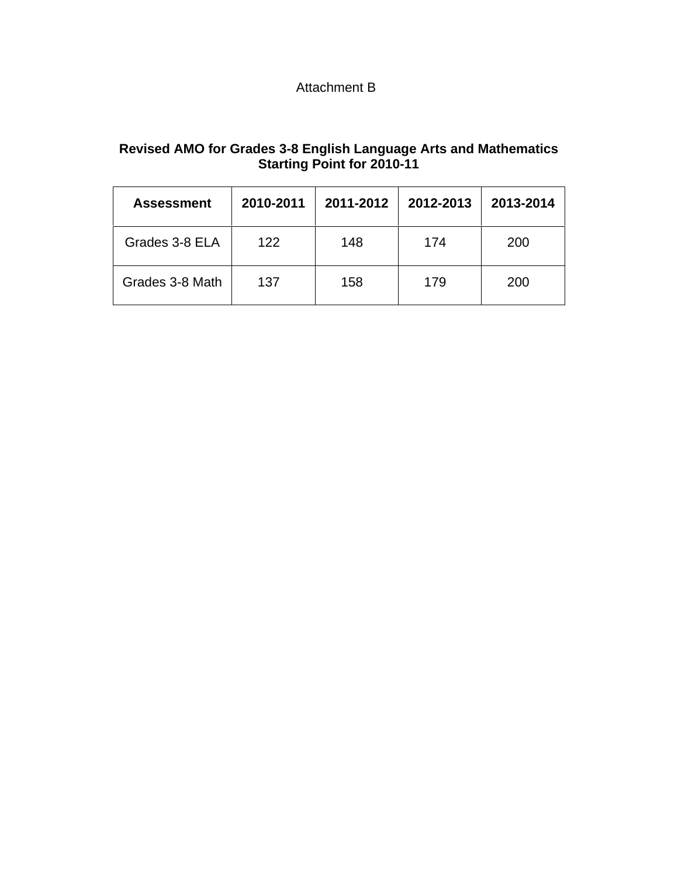Attachment B

**Revised AMO for Grades 3-8 English Language Arts and Mathematics Starting Point for 2010-11**

| Assessment | 2010-2011 | 2011-2012 | 2012-2013 | 2013-2014 |
|---|---|---|---|---|
| Grades 3-8 ELA | 122 | 148 | 174 | 200 |
| Grades 3-8 Math | 137 | 158 | 179 | 200 |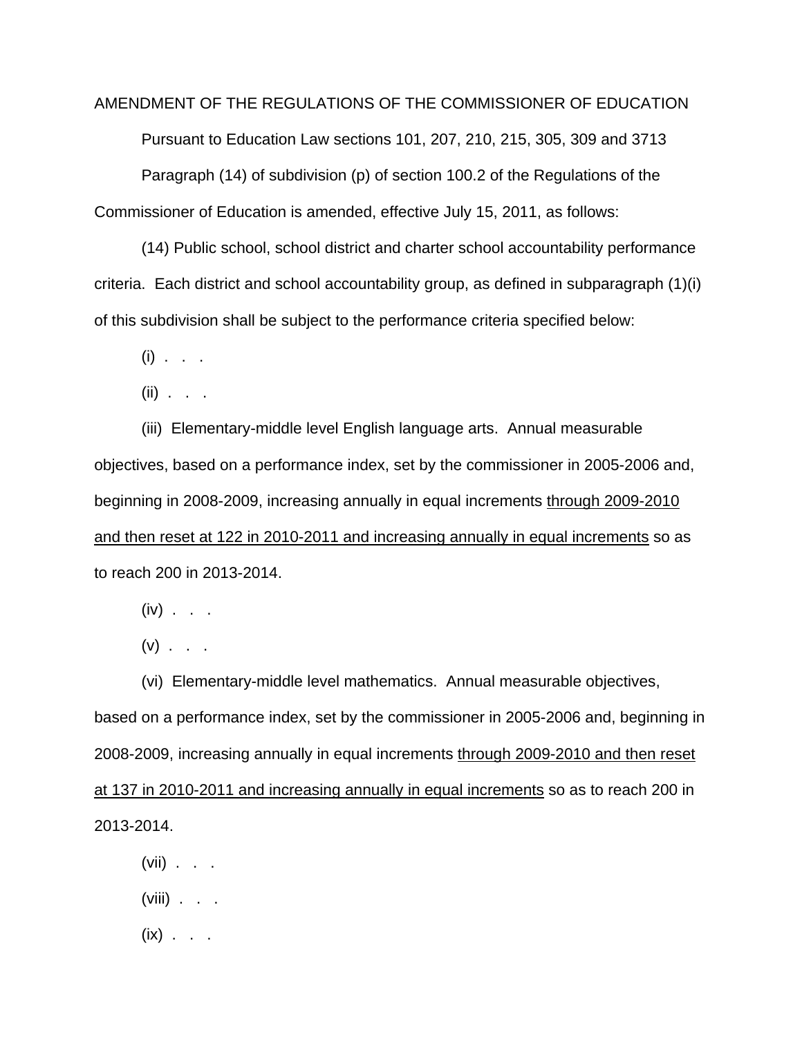AMENDMENT OF THE REGULATIONS OF THE COMMISSIONER OF EDUCATION

Pursuant to Education Law sections 101, 207, 210, 215, 305, 309 and 3713

Paragraph (14) of subdivision (p) of section 100.2 of the Regulations of the Commissioner of Education is amended, effective July 15, 2011, as follows:

(14) Public school, school district and charter school accountability performance criteria. Each district and school accountability group, as defined in subparagraph (1)(i) of this subdivision shall be subject to the performance criteria specified below:

(i) . . .

(ii) . . .

(iii) Elementary-middle level English language arts. Annual measurable objectives, based on a performance index, set by the commissioner in 2005-2006 and, beginning in 2008-2009, increasing annually in equal increments <u>through 2009-2010 and then reset at 122 in 2010-2011 and increasing annually in equal increments</u> so as to reach 200 in 2013-2014.

(iv) . . .

(v) . . .

(vi) Elementary-middle level mathematics. Annual measurable objectives, based on a performance index, set by the commissioner in 2005-2006 and, beginning in 2008-2009, increasing annually in equal increments <u>through 2009-2010 and then reset at 137 in 2010-2011 and increasing annually in equal increments</u> so as to reach 200 in 2013-2014.

(vii) . . .

(viii) . . .

(ix) . . .